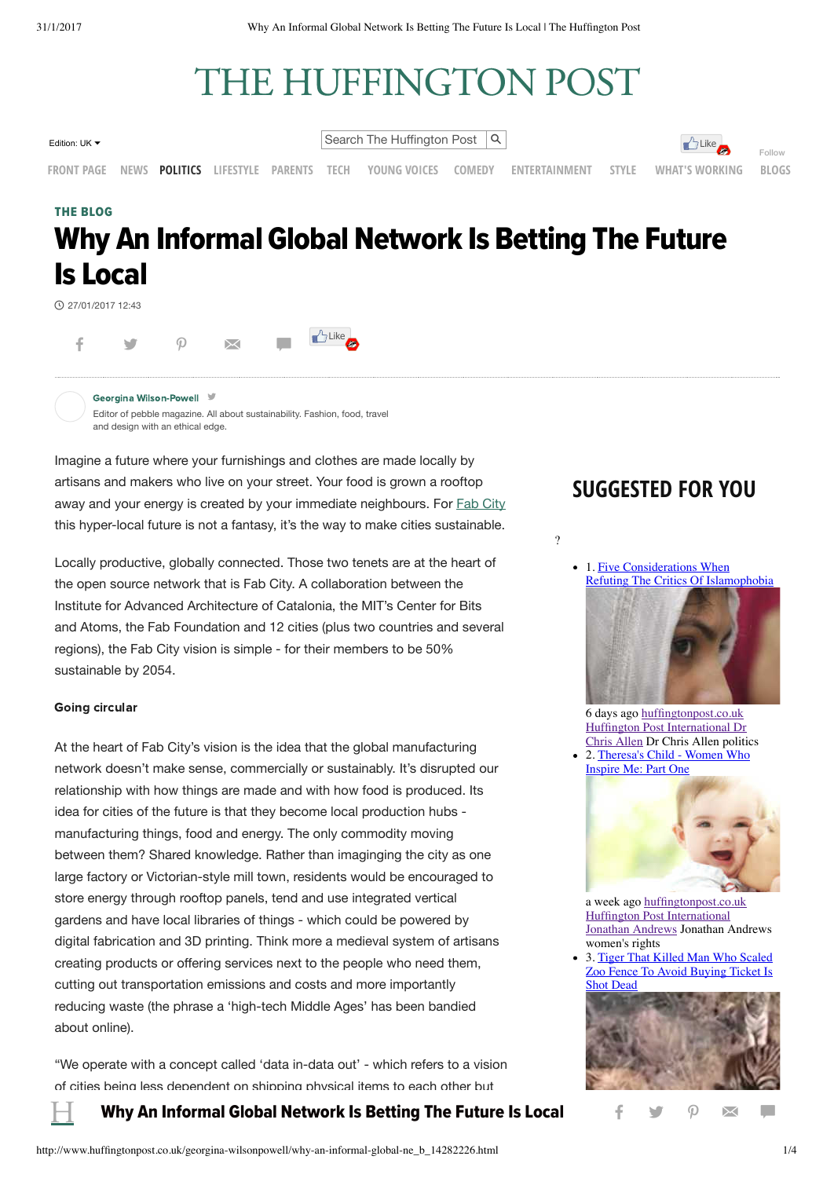# Why An Informal Global Network Is Betting The Future Is Local

27/01/2017 12:43

**Georgina Wilson-Powell**

Editor of pebble magazine. All about sustainability. Fashion, food, travel and design with an ethical edge.

Imagine a future where your furnishings and clothes are made locally by artisans and makers who live on your street. Your food is grown a rooftop away and your energy is created by your immediate neighbours. For Fab City this hyper-local future is not a fantasy, it's the way to make cities sustainable.

Locally productive, globally connected. Those two tenets are at the heart of the open source network that is Fab City. A collaboration between the Institute for Advanced Architecture of Catalonia, the MIT's Center for Bits and Atoms, the Fab Foundation and 12 cities (plus two countries and several regions), the Fab City vision is simple - for their members to be 50% sustainable by 2054.

**Going circular**

At the heart of Fab City's vision is the idea that the global manufacturing network doesn't make sense, commercially or sustainably. It's disrupted our relationship with how things are made and with how food is produced. Its idea for cities of the future is that they become local production hubs - manufacturing things, food and energy. The only commodity moving between them? Shared knowledge. Rather than imagining the city as one large factory or Victorian-style mill town, residents would be encouraged to store energy through rooftop panels, tend and use integrated vertical gardens and have local libraries of things - which could be powered by digital fabrication and 3D printing. Think more a medieval system of artisans creating products or offering services next to the people who need them, cutting out transportation emissions and costs and more importantly reducing waste (the phrase a 'high-tech Middle Ages' has been bandied about online).

"We operate with a concept called 'data in-data out' - which refers to a vision of cities being less dependent on shipping physical items to each other but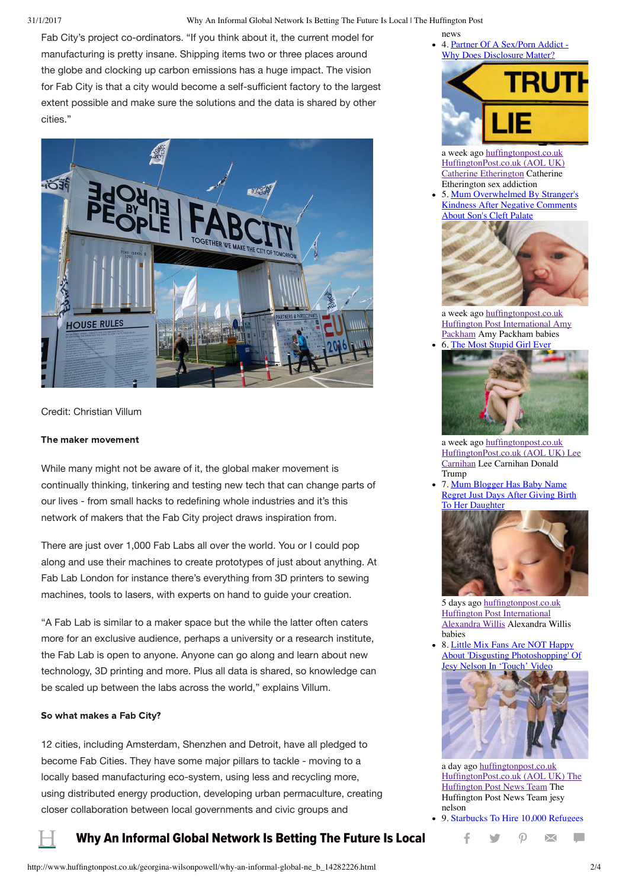Fab City's project co-ordinators. "If you think about it, the current model for manufacturing is pretty insane. Shipping items two or three places around the globe and clocking up carbon emissions has a huge impact. The vision for Fab City is that a city would become a self-sufficient factory to the largest extent possible and make sure the solutions and the data is shared by other cities."

Credit: Christian Villum

**The maker movement**

While many might not be aware of it, the global maker movement is continually thinking, tinkering and testing new tech that can change parts of our lives - from small hacks to redefining whole industries and it's this network of makers that the Fab City project draws inspiration from.

There are just over 1,000 Fab Labs all over the world. You or I could pop along and use their machines to create prototypes of just about anything. At Fab Lab London for instance there's everything from 3D printers to sewing machines, tools to lasers, with experts on hand to guide your creation.

"A Fab Lab is similar to a maker space but the while the latter often caters more for an exclusive audience, perhaps a university or a research institute, the Fab Lab is open to anyone. Anyone can go along and learn about new technology, 3D printing and more. Plus all data is shared, so knowledge can be scaled up between the labs across the world," explains Villum.

**So what makes a Fab City?**

12 cities, including Amsterdam, Shenzhen and Detroit, have all pledged to become Fab Cities. They have some major pillars to tackle - moving to a locally based manufacturing eco-system, using less and recycling more, using distributed energy production, developing urban permaculture, creating closer collaboration between local governments and civic groups and

news

- 4. Partner Of A Sex/Porn Addict - Why Does Disclosure Matter?

a week ago huffingtonpost.co.uk HuffingtonPost.co.uk (AOL UK) Catherine Etherington Catherine Etherington sex addiction

- 5. Mum Overwhelmed By Stranger's Kindness After Negative Comments About Son's Cleft Palate

a week ago huffingtonpost.co.uk Huffington Post International Amy Packham Amy Packham babies

- 6. The Most Stupid Girl Ever

a week ago huffingtonpost.co.uk HuffingtonPost.co.uk (AOL UK) Lee Carnihan Lee Carnihan Donald Trump

- 7. Mum Blogger Has Baby Name Regret Just Days After Giving Birth To Her Daughter

5 days ago huffingtonpost.co.uk Huffington Post International Alexandra Willis Alexandra Willis babies

- 8. Little Mix Fans Are NOT Happy About 'Disgusting Photoshopping' Of Jesy Nelson In 'Touch' Video

a day ago huffingtonpost.co.uk HuffingtonPost.co.uk (AOL UK) The Huffington Post News Team The Huffington Post News Team jesy nelson

- 9. Starbucks To Hire 10,000 Refugees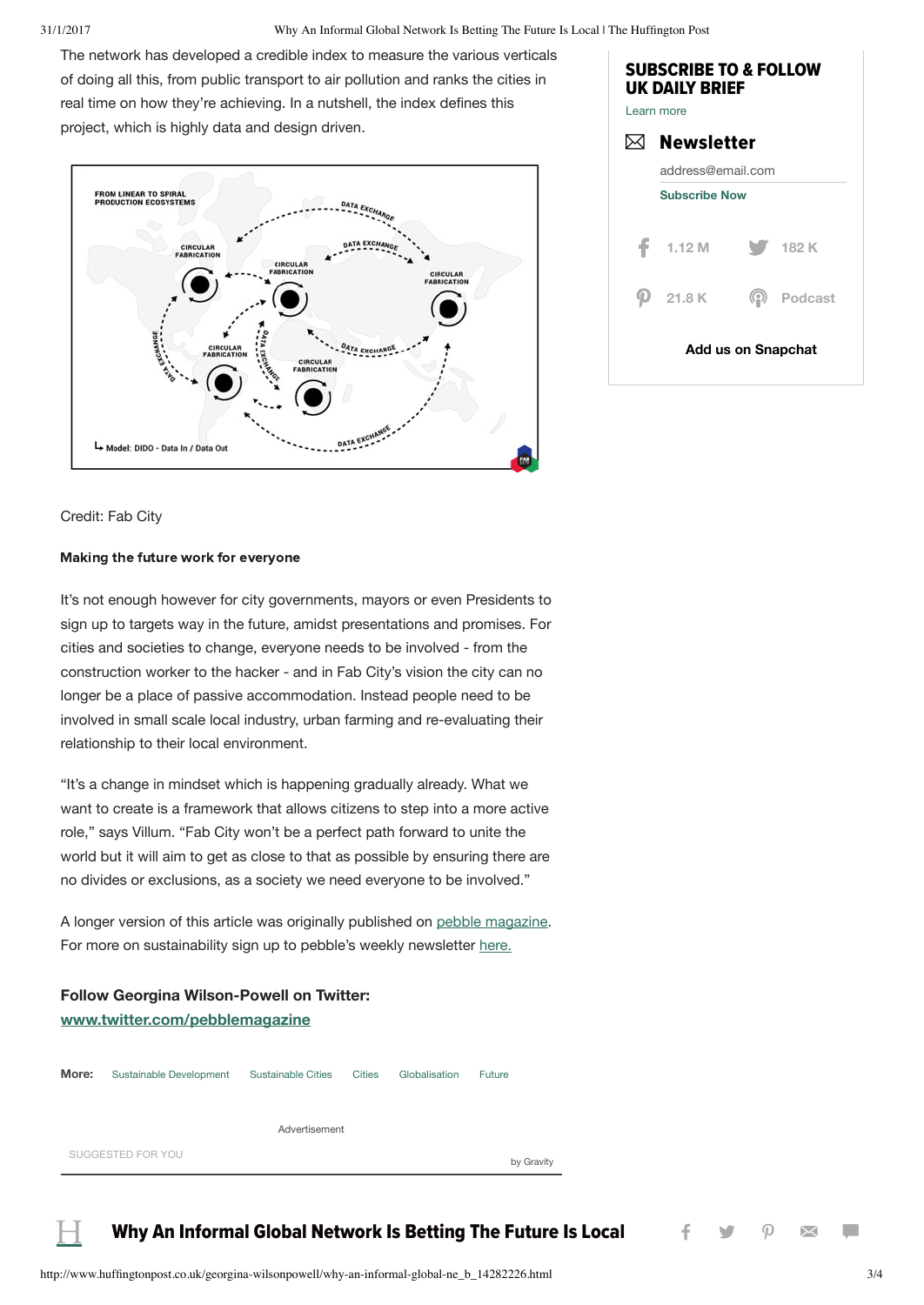The network has developed a credible index to measure the various verticals of doing all this, from public transport to air pollution and ranks the cities in real time on how they're achieving. In a nutshell, the index defines this project, which is highly data and design driven.

Credit: Fab City

**Making the future work for everyone**

It's not enough however for city governments, mayors or even Presidents to sign up to targets way in the future, amidst presentations and promises. For cities and societies to change, everyone needs to be involved - from the construction worker to the hacker - and in Fab City's vision the city can no longer be a place of passive accommodation. Instead people need to be involved in small scale local industry, urban farming and re-evaluating their relationship to their local environment.

"It's a change in mindset which is happening gradually already. What we want to create is a framework that allows citizens to step into a more active role," says Villum. "Fab City won't be a perfect path forward to unite the world but it will aim to get as close to that as possible by ensuring there are no divides or exclusions, as a society we need everyone to be involved."

A longer version of this article was originally published on pebble magazine. For more on sustainability sign up to pebble's weekly newsletter here.

**Follow Georgina Wilson-Powell on Twitter: www.twitter.com/pebblemagazine**

**More:** Sustainable Development Sustainable Cities Cities Globalisation Future

**SUBSCRIBE TO & FOLLOW UK DAILY BRIEF**

Learn more

**Newsletter**

address@email.com

Subscribe Now

1.12 M 182 K 21.8 K Podcast

Add us on Snapchat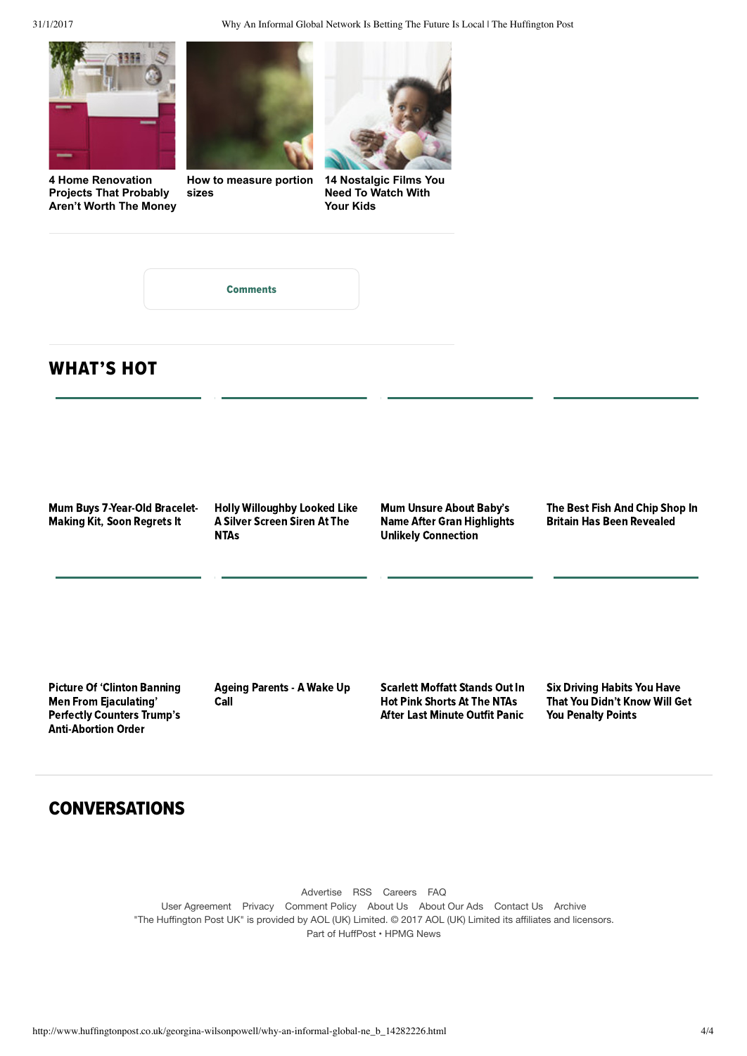4 Home Renovation Projects That Probably Aren't Worth The Money

How to measure portion sizes

14 Nostalgic Films You Need To Watch With Your Kids

Comments

## WHAT'S HOT

Mum Buys 7-Year-Old Bracelet-Making Kit, Soon Regrets It

Holly Willoughby Looked Like A Silver Screen Siren At The NTAs

Mum Unsure About Baby's Name After Gran Highlights Unlikely Connection

The Best Fish And Chip Shop In Britain Has Been Revealed

Picture Of 'Clinton Banning Men From Ejaculating' Perfectly Counters Trump's Anti-Abortion Order

Ageing Parents - A Wake Up Call

Scarlett Moffatt Stands Out In Hot Pink Shorts At The NTAs After Last Minute Outfit Panic

Six Driving Habits You Have That You Didn't Know Will Get You Penalty Points

## CONVERSATIONS

Advertise RSS Careers FAQ

User Agreement Privacy Comment Policy About Us About Our Ads Contact Us Archive

"The Huffington Post UK" is provided by AOL (UK) Limited. © 2017 AOL (UK) Limited its affiliates and licensors.

Part of HuffPost • HPMG News